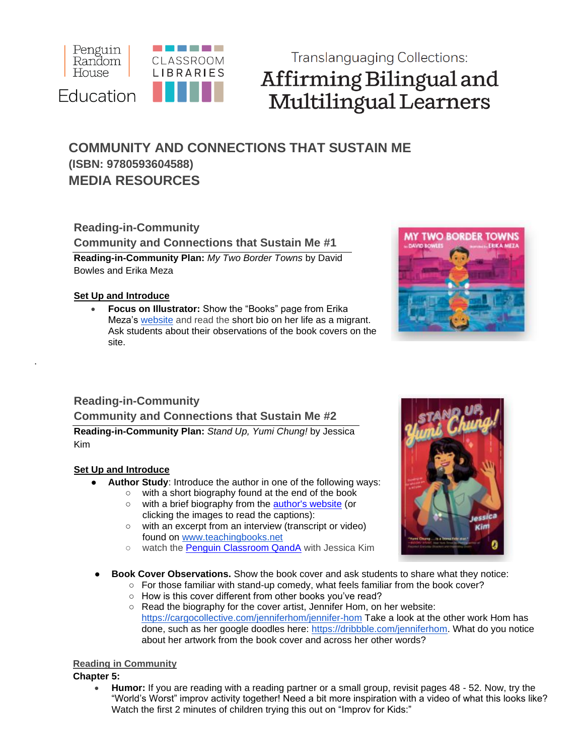Penguin Random House Education | CLASSROOM LIBRARIES

Translanguaging Collections:
# Affirming Bilingual and Multilingual Learners

## COMMUNITY AND CONNECTIONS THAT SUSTAIN ME
**(ISBN: 9780593604588)**
## MEDIA RESOURCES

### Reading-in-Community
### Community and Connections that Sustain Me #1

**Reading-in-Community Plan:** *My Two Border Towns* by David Bowles and Erika Meza

**Set Up and Introduce**

- **Focus on Illustrator:** Show the "Books" page from Erika Meza's website and read the short bio on her life as a migrant. Ask students about their observations of the book covers on the site.

.

### Reading-in-Community
### Community and Connections that Sustain Me #2

**Reading-in-Community Plan:** *Stand Up, Yumi Chung!* by Jessica Kim

**Set Up and Introduce**

- **Author Study**: Introduce the author in one of the following ways:
  - with a short biography found at the end of the book
  - with a brief biography from the author's website (or clicking the images to read the captions):
  - with an excerpt from an interview (transcript or video) found on www.teachingbooks.net
  - watch the Penguin Classroom QandA with Jessica Kim
- **Book Cover Observations.** Show the book cover and ask students to share what they notice:
  - For those familiar with stand-up comedy, what feels familiar from the book cover?
  - How is this cover different from other books you've read?
  - Read the biography for the cover artist, Jennifer Hom, on her website: https://cargocollective.com/jenniferhom/jennifer-hom Take a look at the other work Hom has done, such as her google doodles here: https://dribbble.com/jenniferhom. What do you notice about her artwork from the book cover and across her other words?

**Reading in Community**

**Chapter 5:**

- **Humor:** If you are reading with a reading partner or a small group, revisit pages 48 - 52. Now, try the "World's Worst" improv activity together! Need a bit more inspiration with a video of what this looks like? Watch the first 2 minutes of children trying this out on "Improv for Kids:"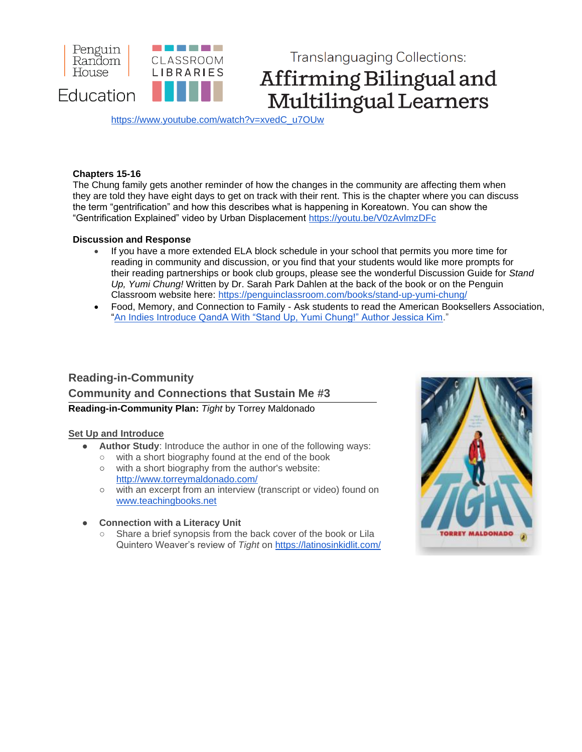https://www.youtube.com/watch?v=xvedC_u7OUw

**Chapters 15-16**

The Chung family gets another reminder of how the changes in the community are affecting them when they are told they have eight days to get on track with their rent. This is the chapter where you can discuss the term "gentrification" and how this describes what is happening in Koreatown. You can show the "Gentrification Explained" video by Urban Displacement https://youtu.be/V0zAvlmzDFc

**Discussion and Response**

- If you have a more extended ELA block schedule in your school that permits you more time for reading in community and discussion, or you find that your students would like more prompts for their reading partnerships or book club groups, please see the wonderful Discussion Guide for *Stand Up, Yumi Chung!* Written by Dr. Sarah Park Dahlen at the back of the book or on the Penguin Classroom website here: https://penguinclassroom.com/books/stand-up-yumi-chung/
- Food, Memory, and Connection to Family - Ask students to read the American Booksellers Association, "An Indies Introduce QandA With "Stand Up, Yumi Chung!" Author Jessica Kim."

## Reading-in-Community

## Community and Connections that Sustain Me #3

**Reading-in-Community Plan:** *Tight* by Torrey Maldonado

### Set Up and Introduce

- **Author Study**: Introduce the author in one of the following ways:
  - with a short biography found at the end of the book
  - with a short biography from the author's website: http://www.torreymaldonado.com/
  - with an excerpt from an interview (transcript or video) found on www.teachingbooks.net

- **Connection with a Literacy Unit**
  - Share a brief synopsis from the back cover of the book or Lila Quintero Weaver's review of *Tight* on https://latinosinkidlit.com/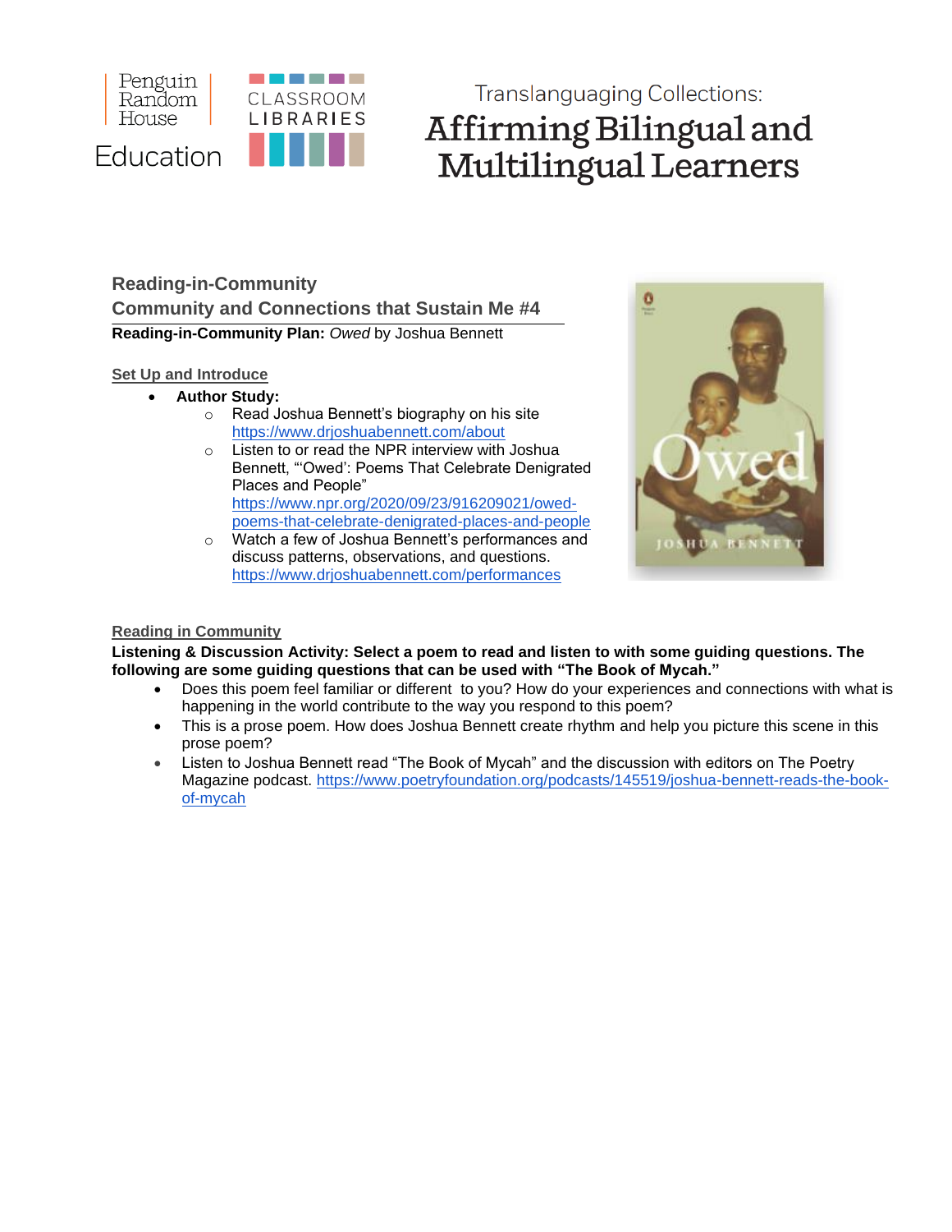Translanguaging Collections:

# Affirming Bilingual and Multilingual Learners

## Reading-in-Community

## Community and Connections that Sustain Me #4

**Reading-in-Community Plan:** *Owed* by Joshua Bennett

### Set Up and Introduce

- **Author Study:**
  - Read Joshua Bennett's biography on his site https://www.drjoshuabennett.com/about
  - Listen to or read the NPR interview with Joshua Bennett, "'Owed': Poems That Celebrate Denigrated Places and People" https://www.npr.org/2020/09/23/916209021/owed-poems-that-celebrate-denigrated-places-and-people
  - Watch a few of Joshua Bennett's performances and discuss patterns, observations, and questions. https://www.drjoshuabennett.com/performances

### Reading in Community

**Listening & Discussion Activity: Select a poem to read and listen to with some guiding questions. The following are some guiding questions that can be used with "The Book of Mycah."**

- Does this poem feel familiar or different to you? How do your experiences and connections with what is happening in the world contribute to the way you respond to this poem?
- This is a prose poem. How does Joshua Bennett create rhythm and help you picture this scene in this prose poem?
- Listen to Joshua Bennett read "The Book of Mycah" and the discussion with editors on The Poetry Magazine podcast. https://www.poetryfoundation.org/podcasts/145519/joshua-bennett-reads-the-book-of-mycah